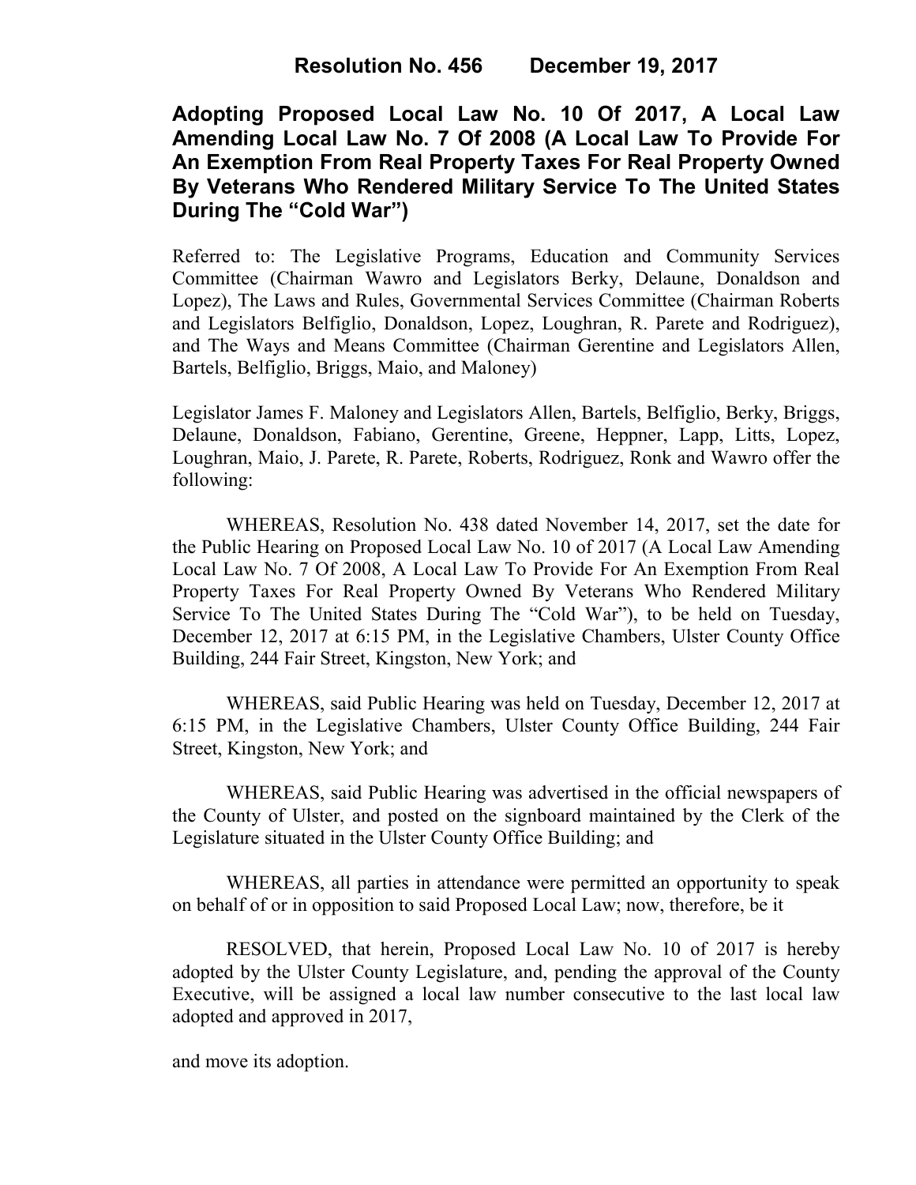# Resolution No. 456 December 19, 2017

## Adopting Proposed Local Law No. 10 Of 2017, A Local Law Amending Local Law No. 7 Of 2008 (A Local Law To Provide For An Exemption From Real Property Taxes For Real Property Owned By Veterans Who Rendered Military Service To The United States During The "Cold War")

Referred to: The Legislative Programs, Education and Community Services Committee (Chairman Wawro and Legislators Berky, Delaune, Donaldson and Lopez), The Laws and Rules, Governmental Services Committee (Chairman Roberts and Legislators Belfiglio, Donaldson, Lopez, Loughran, R. Parete and Rodriguez), and The Ways and Means Committee (Chairman Gerentine and Legislators Allen, Bartels, Belfiglio, Briggs, Maio, and Maloney)

Legislator James F. Maloney and Legislators Allen, Bartels, Belfiglio, Berky, Briggs, Delaune, Donaldson, Fabiano, Gerentine, Greene, Heppner, Lapp, Litts, Lopez, Loughran, Maio, J. Parete, R. Parete, Roberts, Rodriguez, Ronk and Wawro offer the following:

WHEREAS, Resolution No. 438 dated November 14, 2017, set the date for the Public Hearing on Proposed Local Law No. 10 of 2017 (A Local Law Amending Local Law No. 7 Of 2008, A Local Law To Provide For An Exemption From Real Property Taxes For Real Property Owned By Veterans Who Rendered Military Service To The United States During The "Cold War"), to be held on Tuesday, December 12, 2017 at 6:15 PM, in the Legislative Chambers, Ulster County Office Building, 244 Fair Street, Kingston, New York; and

WHEREAS, said Public Hearing was held on Tuesday, December 12, 2017 at 6:15 PM, in the Legislative Chambers, Ulster County Office Building, 244 Fair Street, Kingston, New York; and

WHEREAS, said Public Hearing was advertised in the official newspapers of the County of Ulster, and posted on the signboard maintained by the Clerk of the Legislature situated in the Ulster County Office Building; and

WHEREAS, all parties in attendance were permitted an opportunity to speak on behalf of or in opposition to said Proposed Local Law; now, therefore, be it

RESOLVED, that herein, Proposed Local Law No. 10 of 2017 is hereby adopted by the Ulster County Legislature, and, pending the approval of the County Executive, will be assigned a local law number consecutive to the last local law adopted and approved in 2017,

and move its adoption.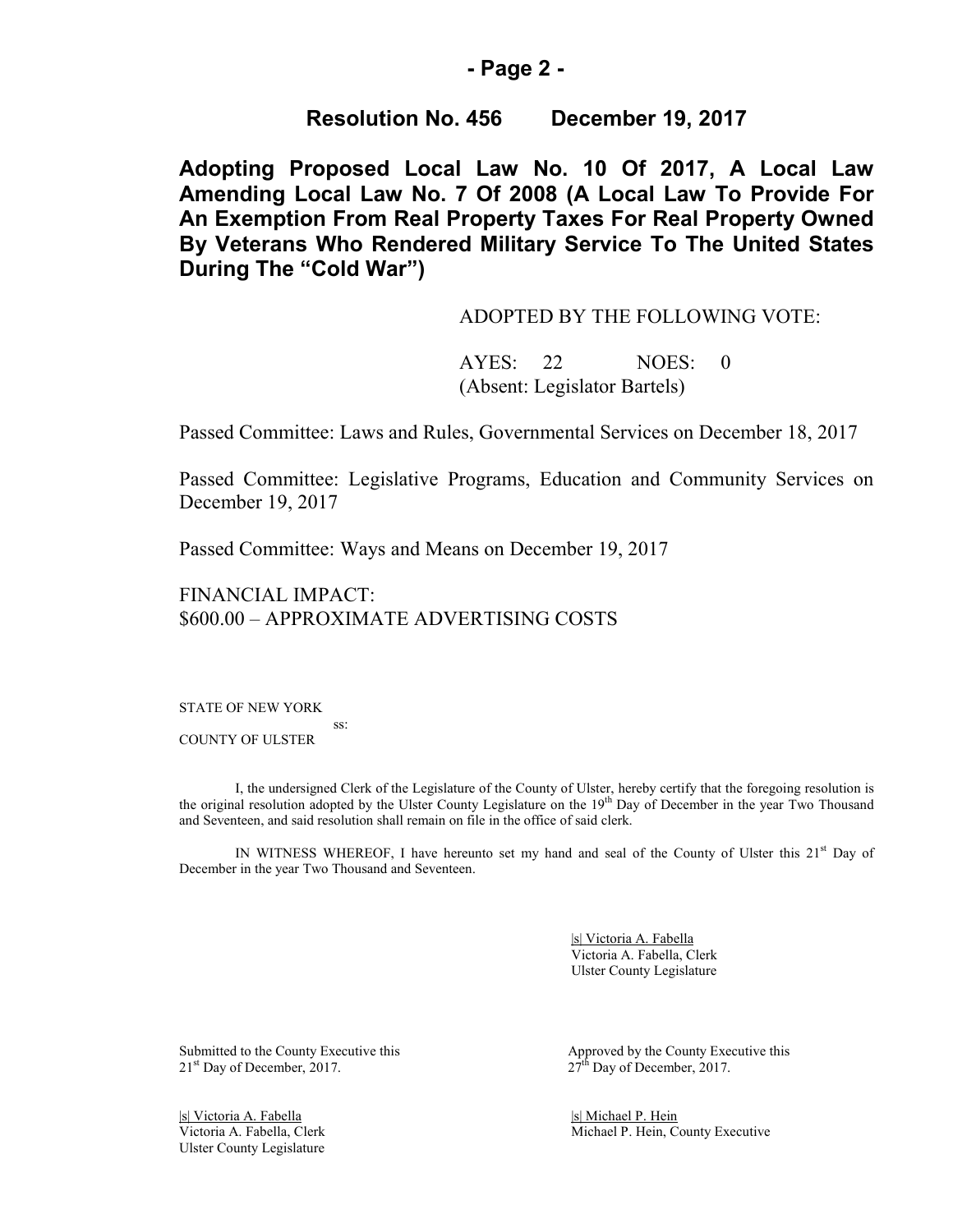**Resolution No. 456 December 19, 2017**

**Adopting Proposed Local Law No. 10 Of 2017, A Local Law Amending Local Law No. 7 Of 2008 (A Local Law To Provide For An Exemption From Real Property Taxes For Real Property Owned By Veterans Who Rendered Military Service To The United States During The "Cold War")**

ADOPTED BY THE FOLLOWING VOTE:

AYES: 22 NOES: 0
(Absent: Legislator Bartels)

Passed Committee: Laws and Rules, Governmental Services on December 18, 2017

Passed Committee: Legislative Programs, Education and Community Services on December 19, 2017

Passed Committee: Ways and Means on December 19, 2017

FINANCIAL IMPACT:
$600.00 – APPROXIMATE ADVERTISING COSTS

STATE OF NEW YORK
ss:
COUNTY OF ULSTER

I, the undersigned Clerk of the Legislature of the County of Ulster, hereby certify that the foregoing resolution is the original resolution adopted by the Ulster County Legislature on the 19th Day of December in the year Two Thousand and Seventeen, and said resolution shall remain on file in the office of said clerk.

IN WITNESS WHEREOF, I have hereunto set my hand and seal of the County of Ulster this 21st Day of December in the year Two Thousand and Seventeen.

|s| Victoria A. Fabella
Victoria A. Fabella, Clerk
Ulster County Legislature

Submitted to the County Executive this 21st Day of December, 2017.

|s| Victoria A. Fabella
Victoria A. Fabella, Clerk
Ulster County Legislature

Approved by the County Executive this 27th Day of December, 2017.

|s| Michael P. Hein
Michael P. Hein, County Executive